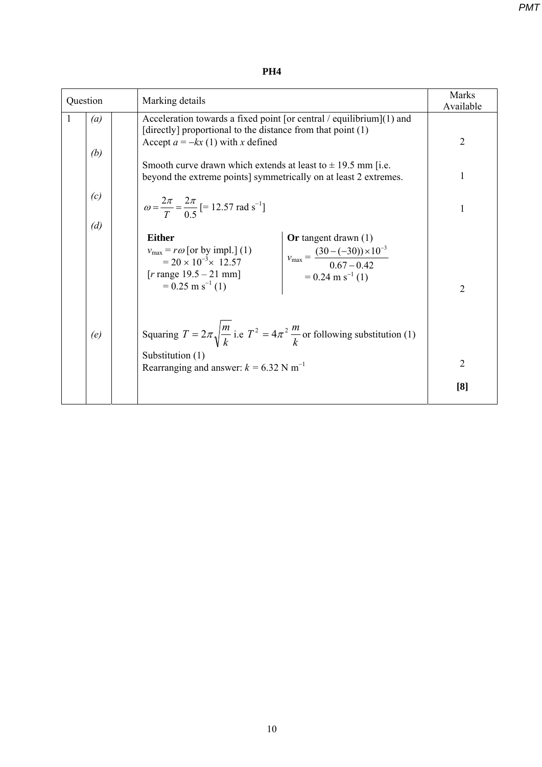## PH4

| Question | | | Marking details | Marks Available |
|---|---|---|---|---|
| 1 | *(a)* | | Acceleration towards a fixed point [or central / equilibrium](1) and [directly] proportional to the distance from that point (1) Accept $a = -kx$ (1) with $x$ defined | 2 |
| | *(b)* | | Smooth curve drawn which extends at least to ± 19.5 mm [i.e. beyond the extreme points] symmetrically on at least 2 extremes. | 1 |
| | *(c)* | | $\omega = \frac{2\pi}{T} = \frac{2\pi}{0.5}$ [= 12.57 rad $s^{-1}$] | 1 |
| | *(d)* | | **Either** $v_{max} = r\omega$ [or by impl.] (1) $= 20 \times 10^{-3} \times 12.57$ [$r$ range 19.5 – 21 mm] $= 0.25$ m $s^{-1}$ (1) **Or** tangent drawn (1) $v_{max} = \frac{(30-(-30)) \times 10^{-3}}{0.67 - 0.42}$ $= 0.24$ m $s^{-1}$ (1) | 2 |
| | *(e)* | | Squaring $T = 2\pi\sqrt{\frac{m}{k}}$ i.e $T^2 = 4\pi^2 \frac{m}{k}$ or following substitution (1) Substitution (1) Rearranging and answer: $k = 6.32$ N $m^{-1}$ | 2 |
| | | | | **[8]** |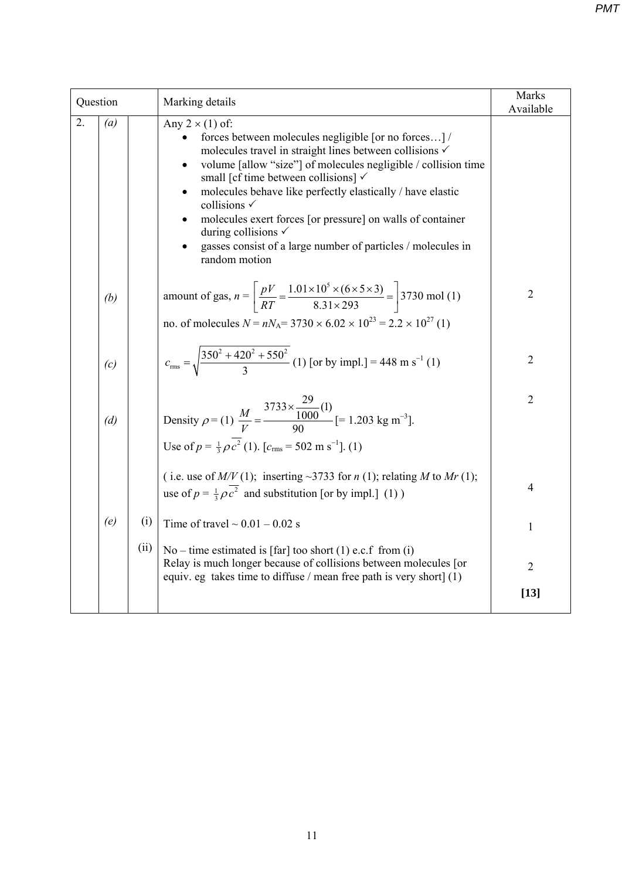| Question | | | Marking details | Marks Available |
|---|---|---|---|---|
| 2. | *(a)* | | Any 2 × (1) of: <br> • forces between molecules negligible [or no forces…] / molecules travel in straight lines between collisions ✓ <br> • volume [allow "size"] of molecules negligible / collision time small [cf time between collisions] ✓ <br> • molecules behave like perfectly elastically / have elastic collisions ✓ <br> • molecules exert forces [or pressure] on walls of container during collisions ✓ <br> • gasses consist of a large number of particles / molecules in random motion | 2 |
| | *(b)* | | amount of gas, $n = \left[\frac{pV}{RT} = \frac{1.01\times10^5 \times (6\times5\times3)}{8.31\times293} = \right] 3730$ mol (1) <br> no. of molecules $N = nN_A = 3730 \times 6.02 \times 10^{23} = 2.2 \times 10^{27}$ (1) | 2 |
| | *(c)* | | $c_{\text{rms}} = \sqrt{\frac{350^2 + 420^2 + 550^2}{3}}$ (1) [or by impl.] = 448 m s$^{-1}$ (1) | 2 |
| | *(d)* | | Density $\rho$ = (1) $\frac{M}{V} = \frac{3733\times\frac{29}{1000}(1)}{90}$ [= 1.203 kg m$^{-3}$]. <br> Use of $p = \frac{1}{3}\rho\overline{c^2}$ (1). [$c_{\text{rms}}$ = 502 m s$^{-1}$]. (1) <br><br> ( i.e. use of *M/V* (1); inserting ~3733 for *n* (1); relating *M* to *Mr* (1); use of $p = \frac{1}{3}\rho\overline{c^2}$ and substitution [or by impl.] (1) ) | 4 |
| | *(e)* | (i) | Time of travel ~ 0.01 – 0.02 s | 1 |
| | | (ii) | No – time estimated is [far] too short (1) e.c.f from (i) <br> Relay is much longer because of collisions between molecules [or equiv. eg takes time to diffuse / mean free path is very short] (1) | 2 |
| | | | | **[13]** |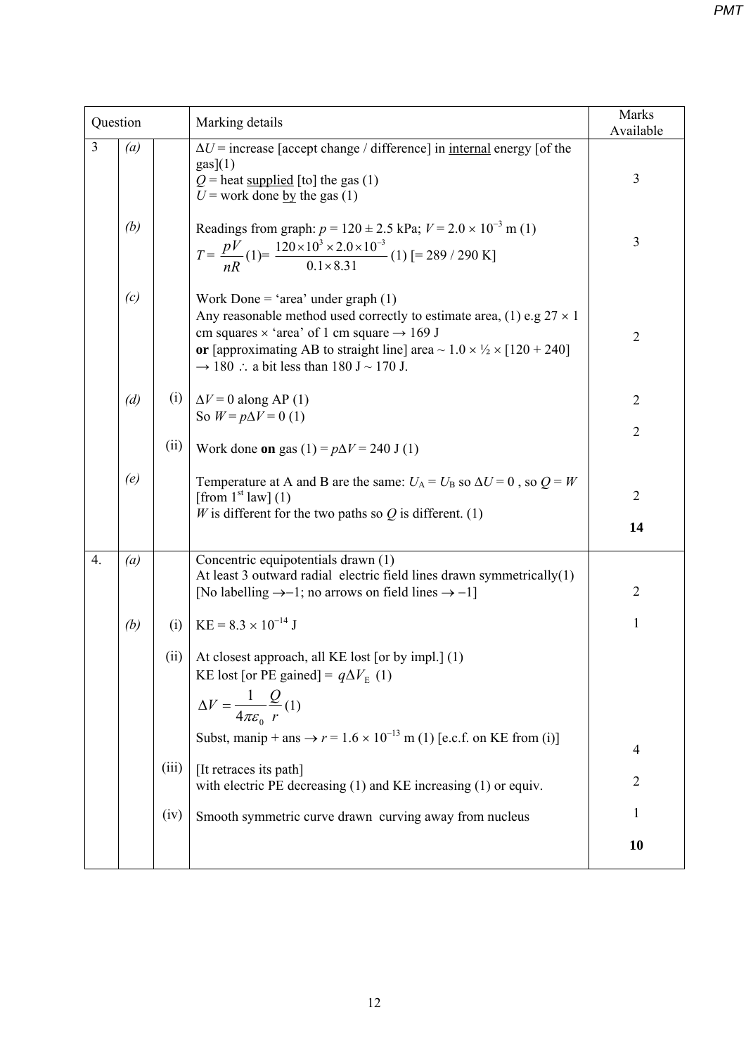| Question | | | Marking details | Marks Available |
|---|---|---|---|---|
| 3 | *(a)* | | $\Delta U$ = increase [accept change / difference] in internal energy [of the gas](1)<br>$Q$ = heat supplied [to] the gas (1)<br>$U$ = work done by the gas (1) | 3 |
| | *(b)* | | Readings from graph: $p$ = 120 ± 2.5 kPa; $V = 2.0 \times 10^{-3}$ m (1)<br>$T = \dfrac{pV}{nR}$ (1)= $\dfrac{120\times10^{3}\times2.0\times10^{-3}}{0.1\times8.31}$ (1) [= 289 / 290 K] | 3 |
| | *(c)* | | Work Done = 'area' under graph (1)<br>Any reasonable method used correctly to estimate area, (1) e.g 27 × 1 cm squares × 'area' of 1 cm square → 169 J<br>**or** [approximating AB to straight line] area ~ 1.0 × ½ × [120 + 240] → 180 ∴ a bit less than 180 J ~ 170 J. | 2 |
| | *(d)* | (i) | $\Delta V = 0$ along AP (1)<br>So $W = p\Delta V = 0$ (1) | 2 |
| | | (ii) | Work done **on** gas (1) = $p\Delta V$ = 240 J (1) | 2 |
| | *(e)* | | Temperature at A and B are the same: $U_A = U_B$ so $\Delta U = 0$ , so $Q = W$ [from 1st law] (1)<br>$W$ is different for the two paths so $Q$ is different. (1) | 2 |
| | | | | **14** |
| 4. | *(a)* | | Concentric equipotentials drawn (1)<br>At least 3 outward radial electric field lines drawn symmetrically(1)<br>[No labelling →−1; no arrows on field lines → −1] | 2 |
| | *(b)* | (i) | KE = $8.3 \times 10^{-14}$ J | 1 |
| | | (ii) | At closest approach, all KE lost [or by impl.] (1)<br>KE lost [or PE gained] = $q\Delta V_E$ (1)<br>$\Delta V = \dfrac{1}{4\pi\varepsilon_0}\dfrac{Q}{r}$ (1)<br>Subst, manip + ans → $r = 1.6 \times 10^{-13}$ m (1) [e.c.f. on KE from (i)] | 4 |
| | | (iii) | [It retraces its path]<br>with electric PE decreasing (1) and KE increasing (1) or equiv. | 2 |
| | | (iv) | Smooth symmetric curve drawn curving away from nucleus | 1 |
| | | | | **10** |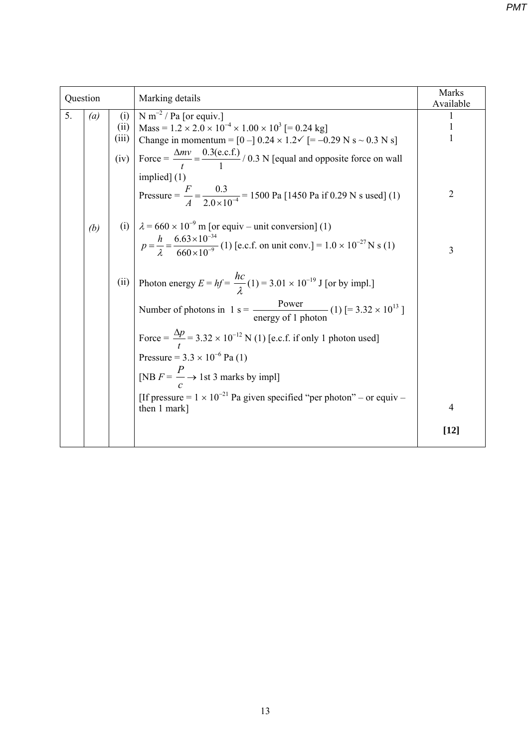| Question | | | Marking details | Marks Available |
|---|---|---|---|---|
| 5. | *(a)* | (i) | $N\ m^{-2}$ / Pa [or equiv.] | 1 |
| | | (ii) | Mass = $1.2 \times 2.0 \times 10^{-4} \times 1.00 \times 10^{3}$ [= 0.24 kg] | 1 |
| | | (iii) | Change in momentum = [0 –] $0.24 \times 1.2$✓ [= –0.29 N s ~ 0.3 N s] | 1 |
| | | (iv) | Force = $\frac{\Delta mv}{t} = \frac{0.3(\text{e.c.f.})}{1}$ / 0.3 N [equal and opposite force on wall implied] (1)<br>Pressure = $\frac{F}{A} = \frac{0.3}{2.0 \times 10^{-4}}$ = 1500 Pa [1450 Pa if 0.29 N s used] (1) | 2 |
| | *(b)* | (i) | $\lambda = 660 \times 10^{-9}$ m [or equiv – unit conversion] (1)<br>$p = \frac{h}{\lambda} = \frac{6.63 \times 10^{-34}}{660 \times 10^{-9}}$ (1) [e.c.f. on unit conv.] = $1.0 \times 10^{-27}$ N s (1) | 3 |
| | | (ii) | Photon energy $E = hf = \frac{hc}{\lambda}$ (1) = $3.01 \times 10^{-19}$ J [or by impl.]<br>Number of photons in 1 s = $\frac{\text{Power}}{\text{energy of 1 photon}}$ (1) [= $3.32 \times 10^{13}$ ]<br>Force = $\frac{\Delta p}{t}$ = $3.32 \times 10^{-12}$ N (1) [e.c.f. if only 1 photon used]<br>Pressure = $3.3 \times 10^{-6}$ Pa (1)<br>[NB $F = \frac{P}{c} \rightarrow$ 1st 3 marks by impl]<br>[If pressure = $1 \times 10^{-21}$ Pa given specified "per photon" – or equiv – then 1 mark] | 4 |
| | | | | **[12]** |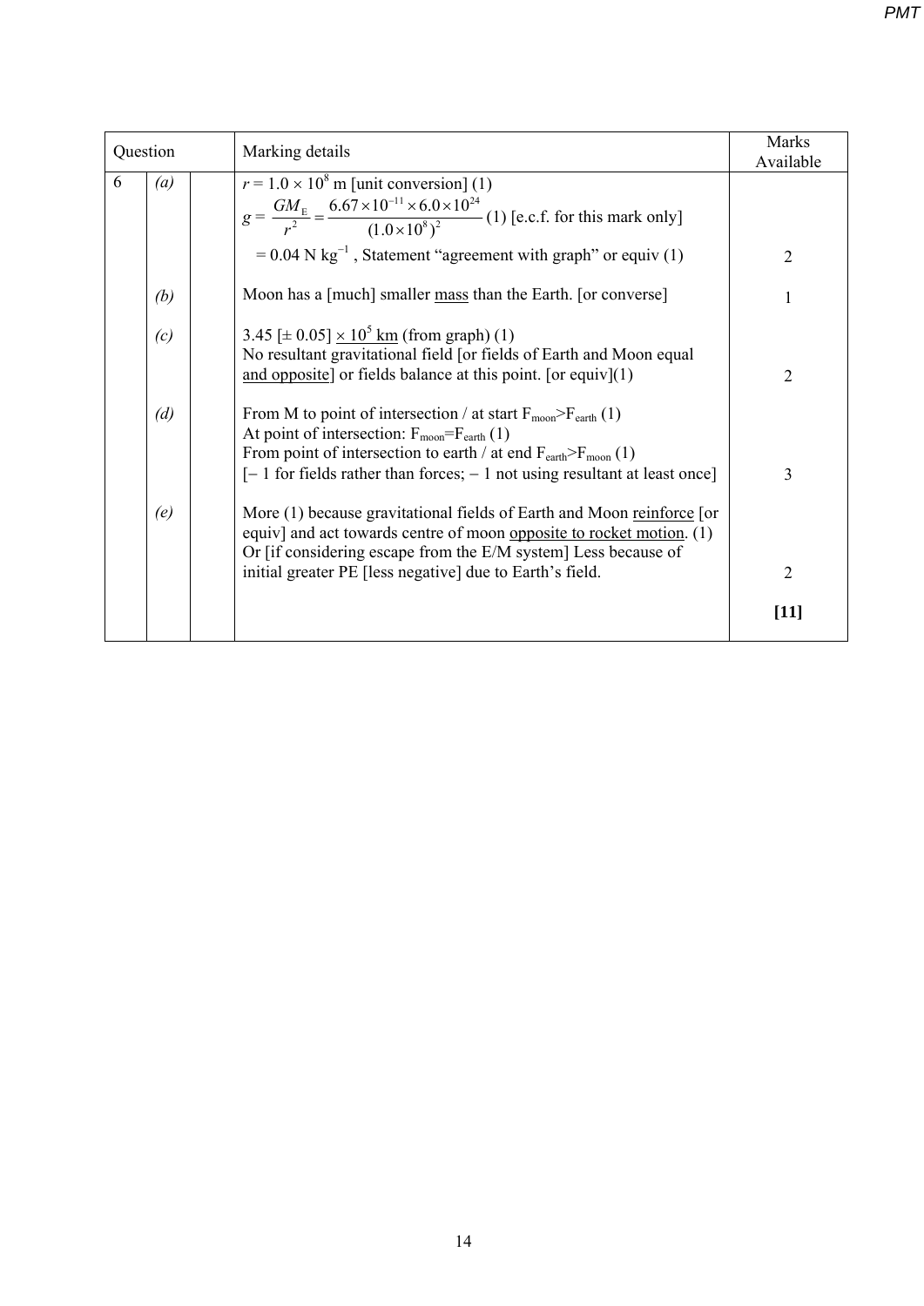| Question | | | Marking details | Marks Available |
|---|---|---|---|---|
| 6 | *(a)* | | $r = 1.0 \times 10^8$ m [unit conversion] (1)<br>$g = \frac{GM_E}{r^2} = \frac{6.67 \times 10^{-11} \times 6.0 \times 10^{24}}{(1.0 \times 10^8)^2}$ (1) [e.c.f. for this mark only]<br>$= 0.04$ N kg$^{-1}$ , Statement "agreement with graph" or equiv (1) | 2 |
| | *(b)* | | Moon has a [much] smaller mass than the Earth. [or converse] | 1 |
| | *(c)* | | 3.45 [± 0.05] × $10^5$ km (from graph) (1)<br>No resultant gravitational field [or fields of Earth and Moon equal and opposite] or fields balance at this point. [or equiv](1) | 2 |
| | *(d)* | | From M to point of intersection / at start $F_{moon} > F_{earth}$ (1)<br>At point of intersection: $F_{moon} = F_{earth}$ (1)<br>From point of intersection to earth / at end $F_{earth} > F_{moon}$ (1)<br>[− 1 for fields rather than forces; − 1 not using resultant at least once] | 3 |
| | *(e)* | | More (1) because gravitational fields of Earth and Moon reinforce [or equiv] and act towards centre of moon opposite to rocket motion. (1)<br>Or [if considering escape from the E/M system] Less because of initial greater PE [less negative] due to Earth's field. | 2 |
| | | | | **[11]** |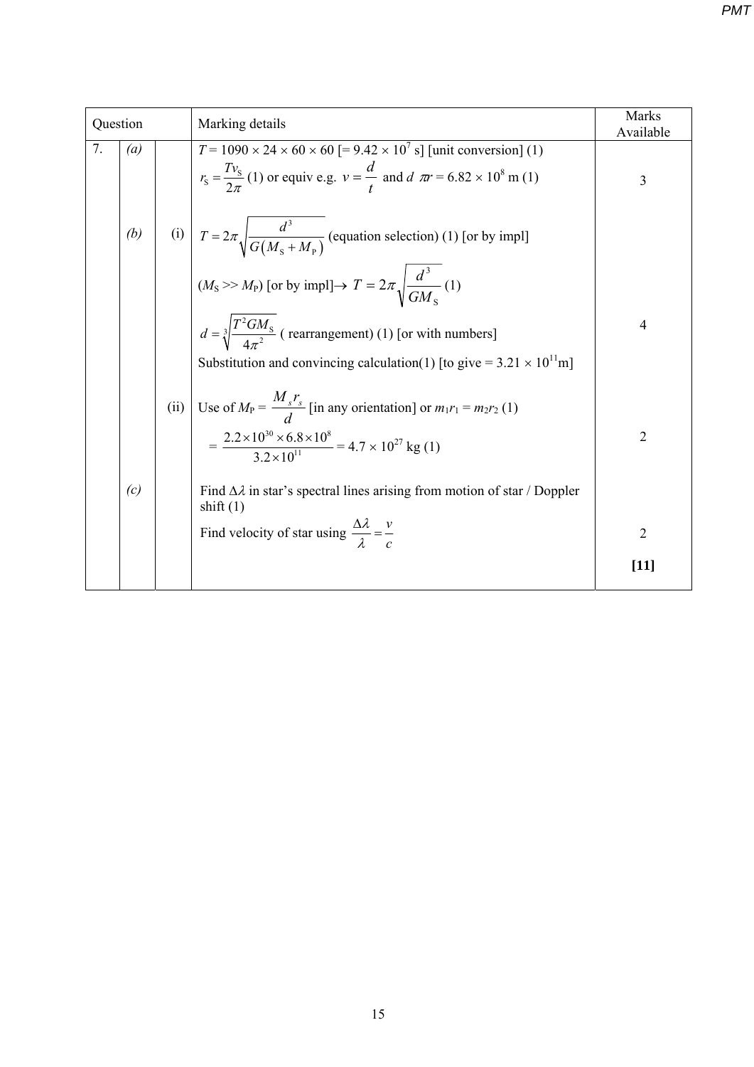| Question | | | Marking details | Marks Available |
|---|---|---|---|---|
| 7. | *(a)* | | $T = 1090 \times 24 \times 60 \times 60$ [= $9.42 \times 10^7$ s] [unit conversion] (1) <br> $r_S = \dfrac{Tv_S}{2\pi}$ (1) or equiv e.g. $v = \dfrac{d}{t}$ and $d = \pi r = 6.82 \times 10^8$ m (1) | 3 |
| | *(b)* | (i) | $T = 2\pi\sqrt{\dfrac{d^3}{G(M_S + M_P)}}$ (equation selection) (1) [or by impl] <br> ($M_S >> M_P$) [or by impl]→ $T = 2\pi\sqrt{\dfrac{d^3}{GM_S}}$ (1) <br> $d = \sqrt[3]{\dfrac{T^2 GM_S}{4\pi^2}}$ ( rearrangement) (1) [or with numbers] <br> Substitution and convincing calculation(1) [to give = $3.21 \times 10^{11}$m] | 4 |
| | | (ii) | Use of $M_P = \dfrac{M_s r_s}{d}$ [in any orientation] or $m_1 r_1 = m_2 r_2$ (1) <br> $= \dfrac{2.2\times10^{30} \times 6.8\times10^8}{3.2\times10^{11}} = 4.7 \times 10^{27}$ kg (1) | 2 |
| | *(c)* | | Find $\Delta\lambda$ in star's spectral lines arising from motion of star / Doppler shift (1) <br> Find velocity of star using $\dfrac{\Delta\lambda}{\lambda} = \dfrac{v}{c}$ | 2 |
| | | | | **[11]** |